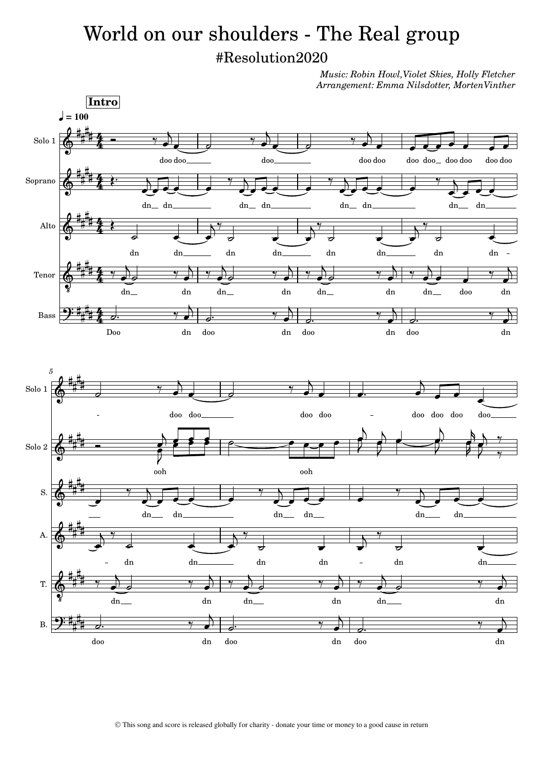# World on our shoulders - The Real group

## #Resolution2020

*Music: Robin Howl,Violet Skies, Holly Fletcher*
*Arrangement: Emma Nilsdotter, MortenVinther*

© This song and score is released globally for charity - donate your time or money to a good cause in return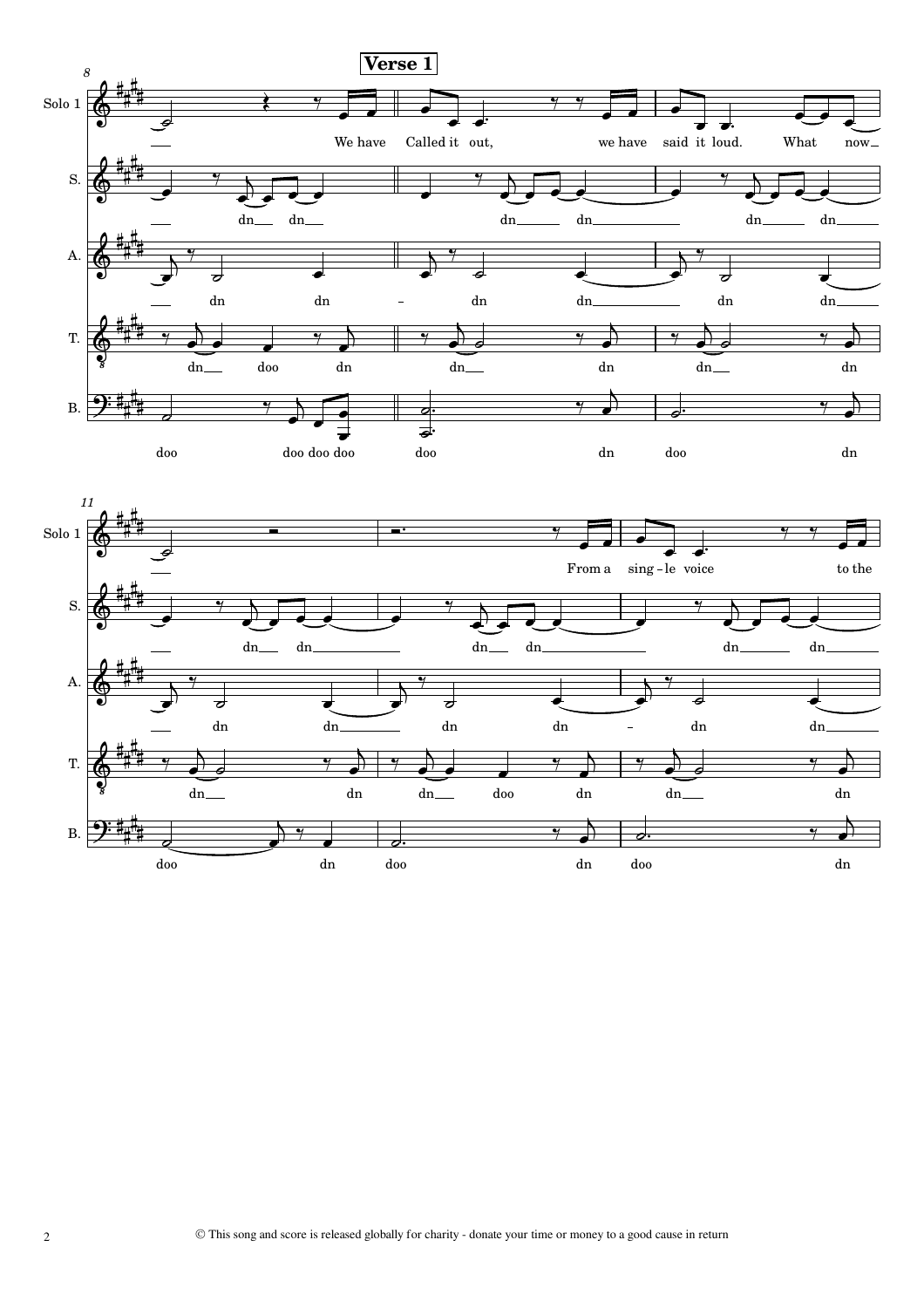**Verse 1**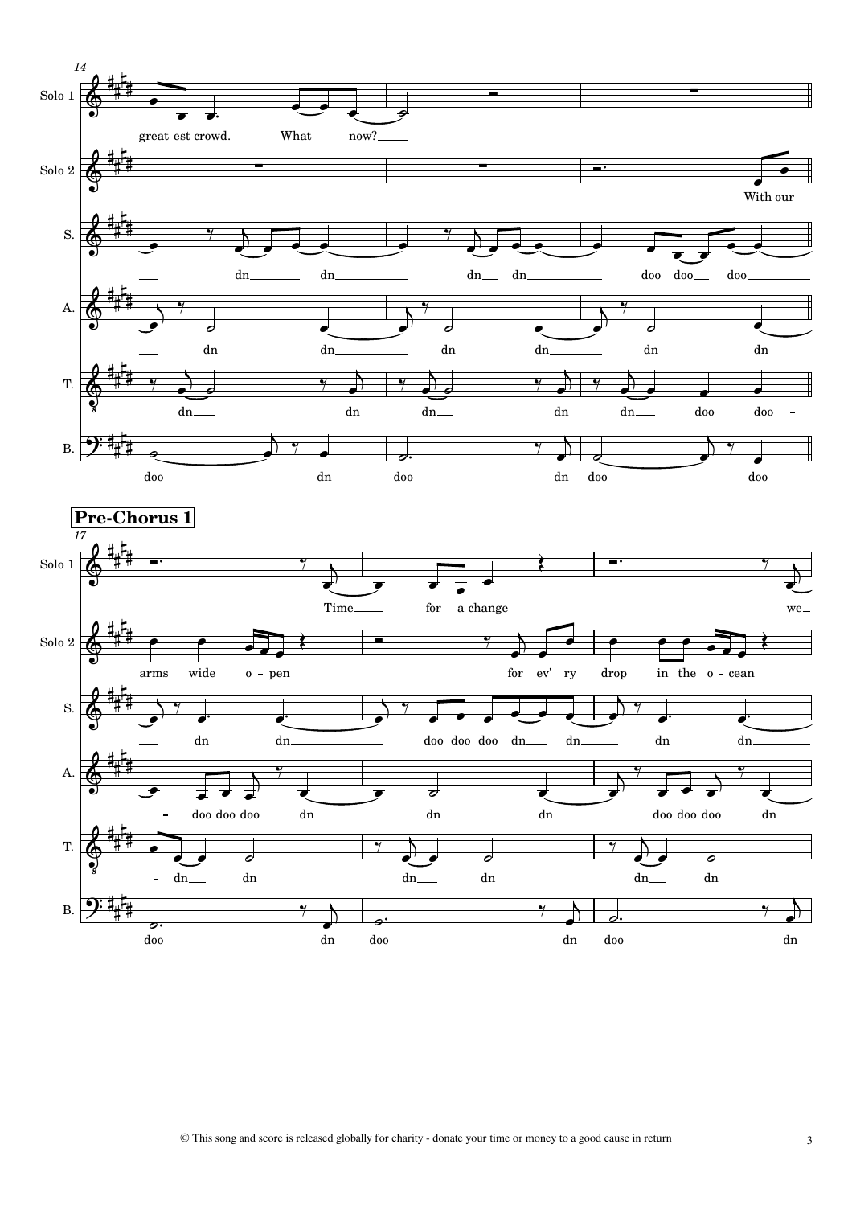## Pre-Chorus 1

**Measures 14–16**

Solo 1: great-est crowd. What now?

Solo 2: With our

S.: dn dn dn dn doo doo doo

A.: dn dn dn dn dn dn -

T.: dn dn dn dn dn doo doo -

B.: doo dn doo dn doo doo

**Measures 17–19**

Solo 1: Time for a change we

Solo 2: arms wide o - pen for ev' ry drop in the o - cean

S.: dn dn doo doo doo dn dn dn dn

A.: - doo doo doo dn dn dn doo doo doo dn

T.: - dn dn dn dn dn dn

B.: doo dn doo dn doo dn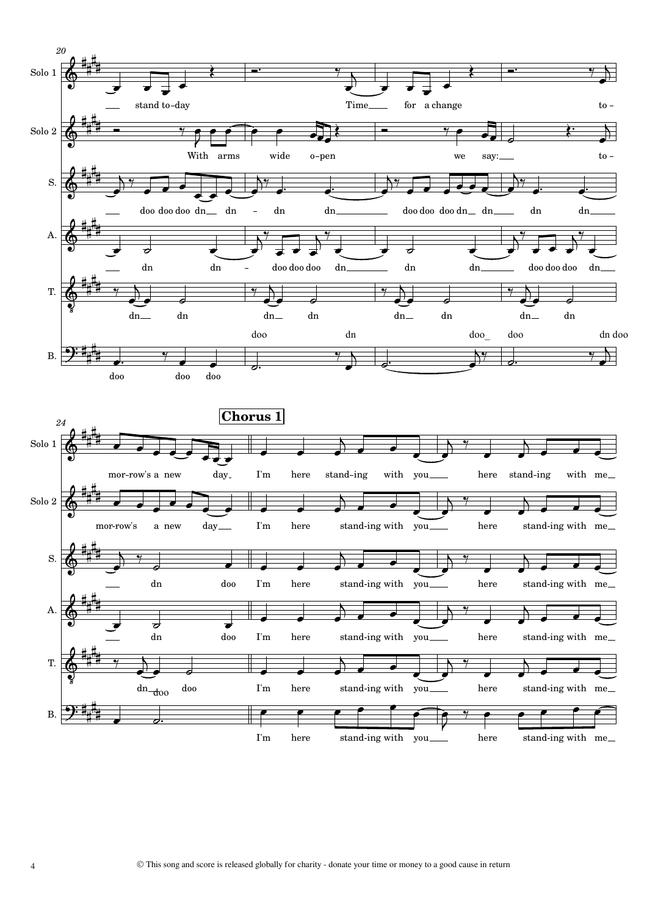**Chorus 1**

© This song and score is released globally for charity - donate your time or money to a good cause in return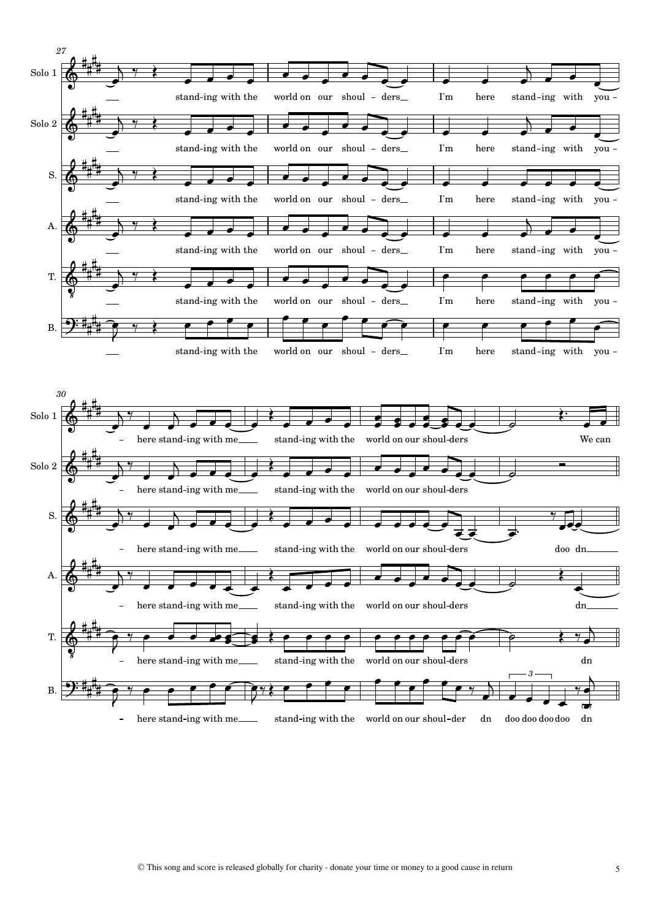27

Solo 1

stand-ing with the world on our shoul - ders I'm here stand-ing with you -

Solo 2

stand-ing with the world on our shoul - ders I'm here stand-ing with you -

S.

stand-ing with the world on our shoul - ders I'm here stand-ing with you -

A.

stand-ing with the world on our shoul - ders I'm here stand-ing with you -

T.

stand-ing with the world on our shoul - ders I'm here stand-ing with you -

B.

stand-ing with the world on our shoul - ders I'm here stand-ing with you -

30

Solo 1

- here stand-ing with me stand-ing with the world on our shoul-ders We can

Solo 2

- here stand-ing with me stand-ing with the world on our shoul-ders

S.

- here stand-ing with me stand-ing with the world on our shoul-ders doo dn

A.

- here stand-ing with me stand-ing with the world on our shoul-ders dn

T.

- here stand-ing with me stand-ing with the world on our shoul-ders dn

B.

- here stand-ing with me stand-ing with the world on our shoul-der dn doo doo doo doo dn

© This song and score is released globally for charity - donate your time or money to a good cause in return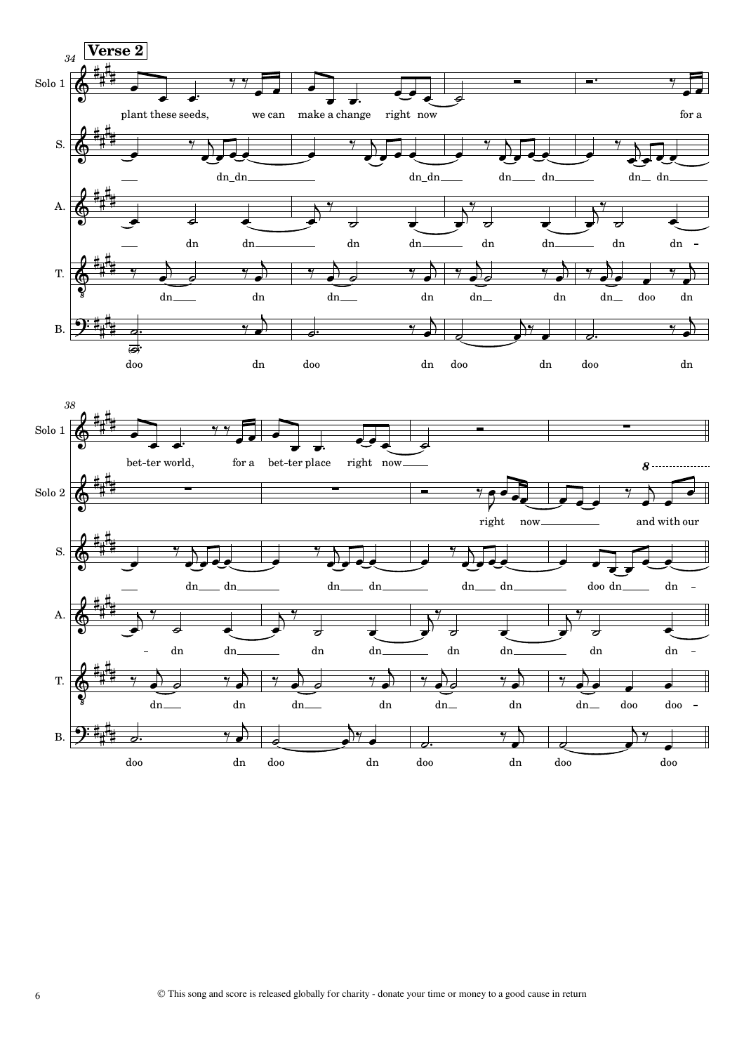**Verse 2**

© This song and score is released globally for charity - donate your time or money to a good cause in return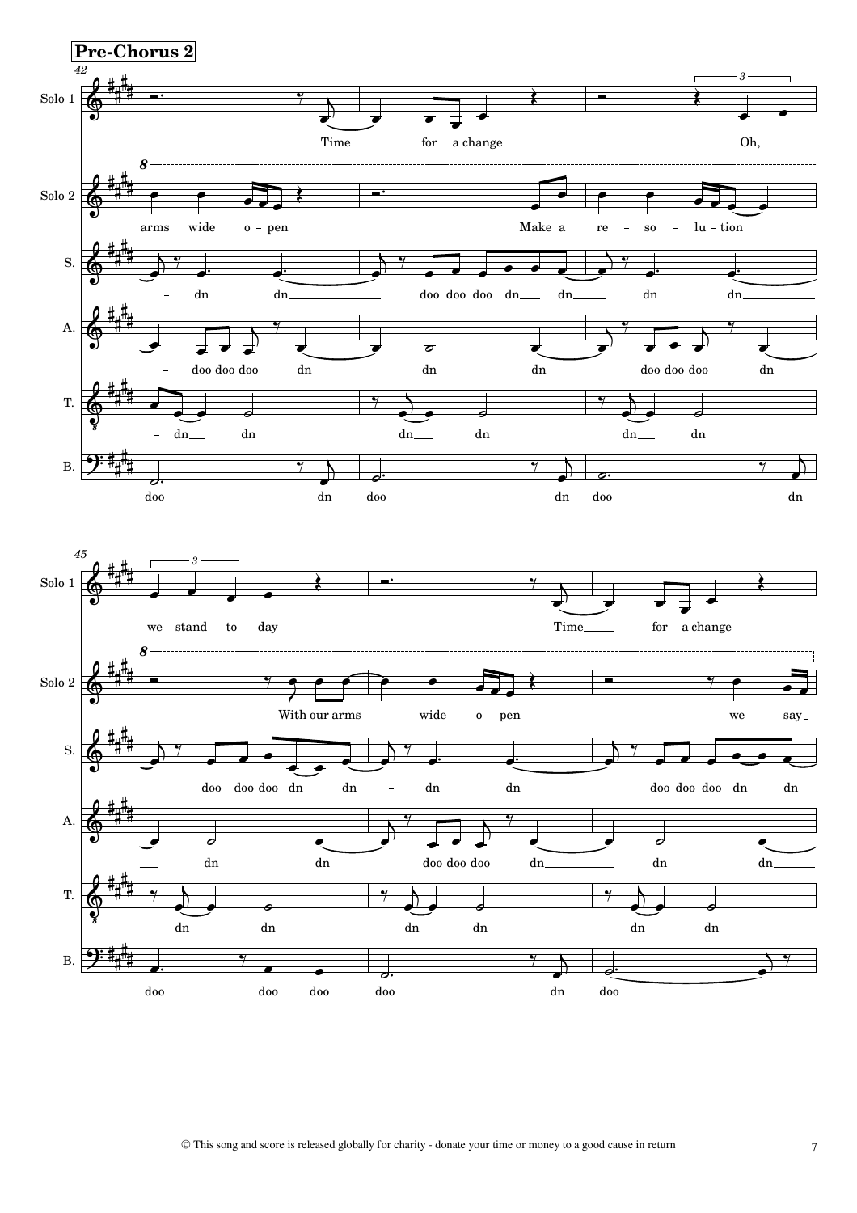**Pre-Chorus 2**

© This song and score is released globally for charity - donate your time or money to a good cause in return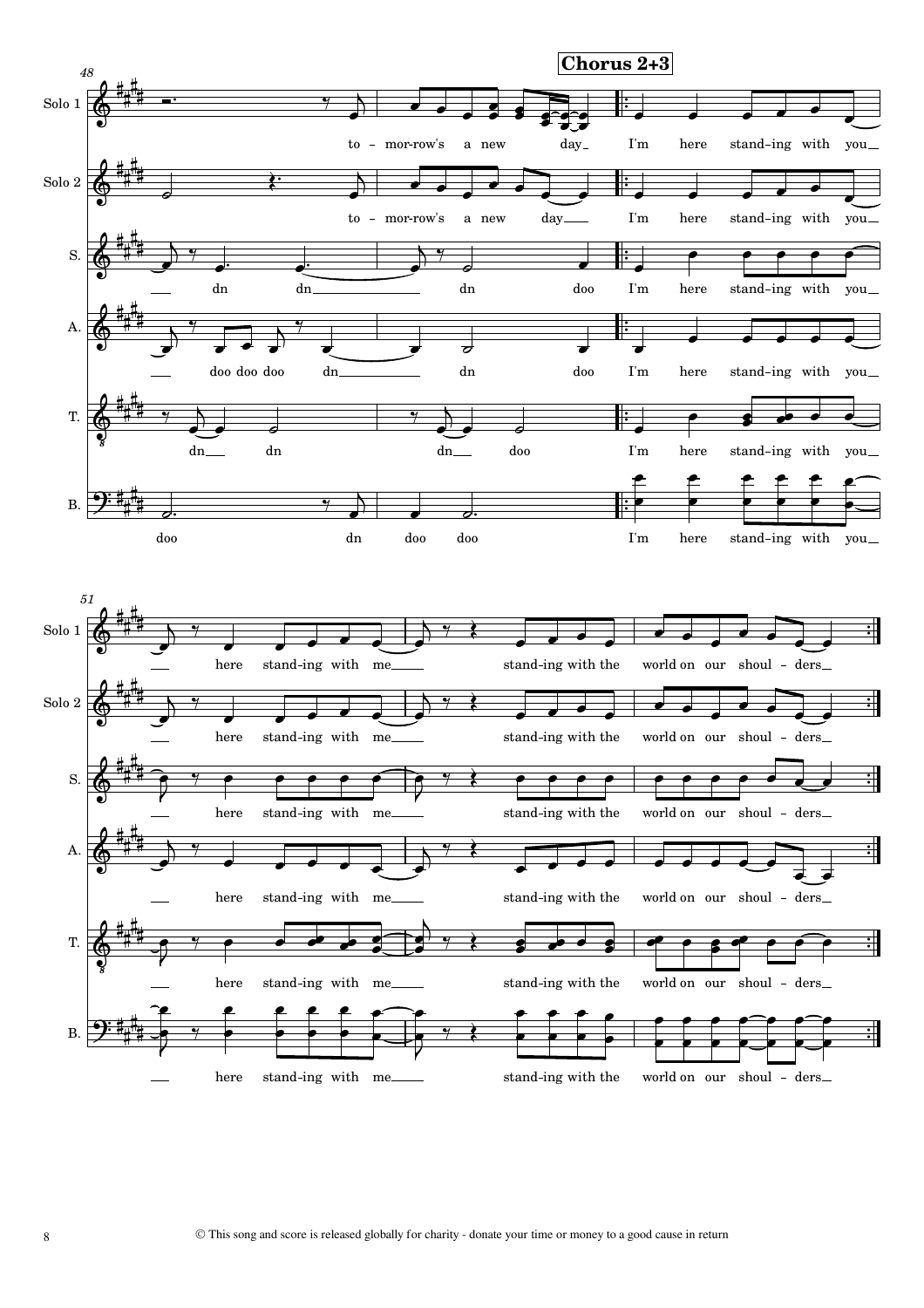**Chorus 2+3**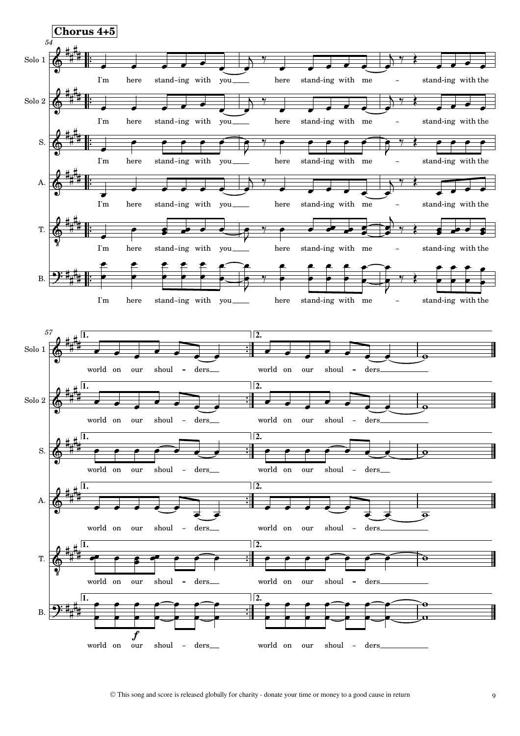**Chorus 4+5**

I'm here stand-ing with you here stand-ing with me – stand-ing with the world on our shoul – ders

world on our shoul – ders

© This song and score is released globally for charity - donate your time or money to a good cause in return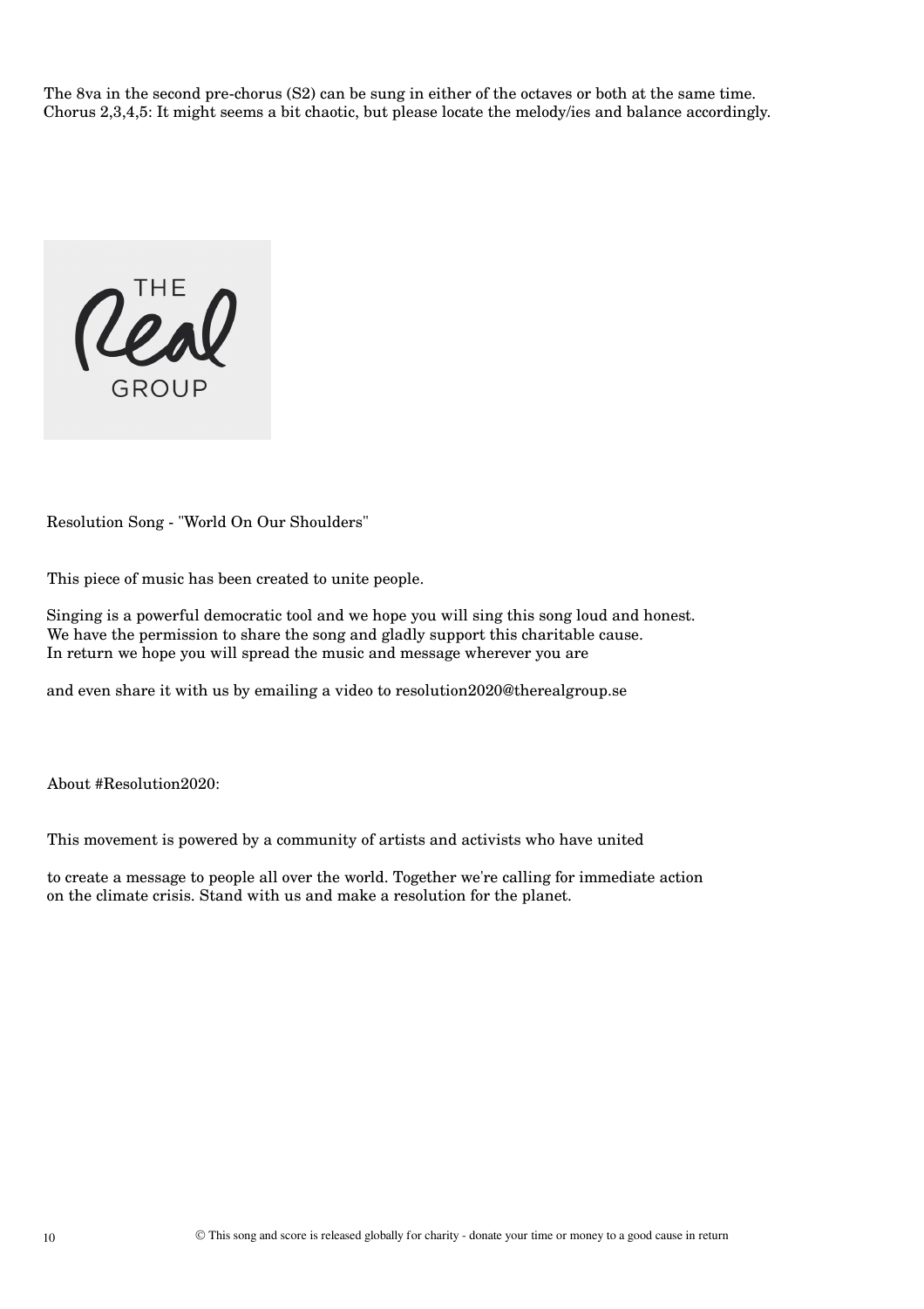The 8va in the second pre-chorus (S2) can be sung in either of the octaves or both at the same time.
Chorus 2,3,4,5: It might seems a bit chaotic, but please locate the melody/ies and balance accordingly.

Resolution Song - "World On Our Shoulders"

This piece of music has been created to unite people.

Singing is a powerful democratic tool and we hope you will sing this song loud and honest.
We have the permission to share the song and gladly support this charitable cause.
In return we hope you will spread the music and message wherever you are

and even share it with us by emailing a video to resolution2020@therealgroup.se

About #Resolution2020:

This movement is powered by a community of artists and activists who have united

to create a message to people all over the world. Together we're calling for immediate action on the climate crisis. Stand with us and make a resolution for the planet.

© This song and score is released globally for charity - donate your time or money to a good cause in return